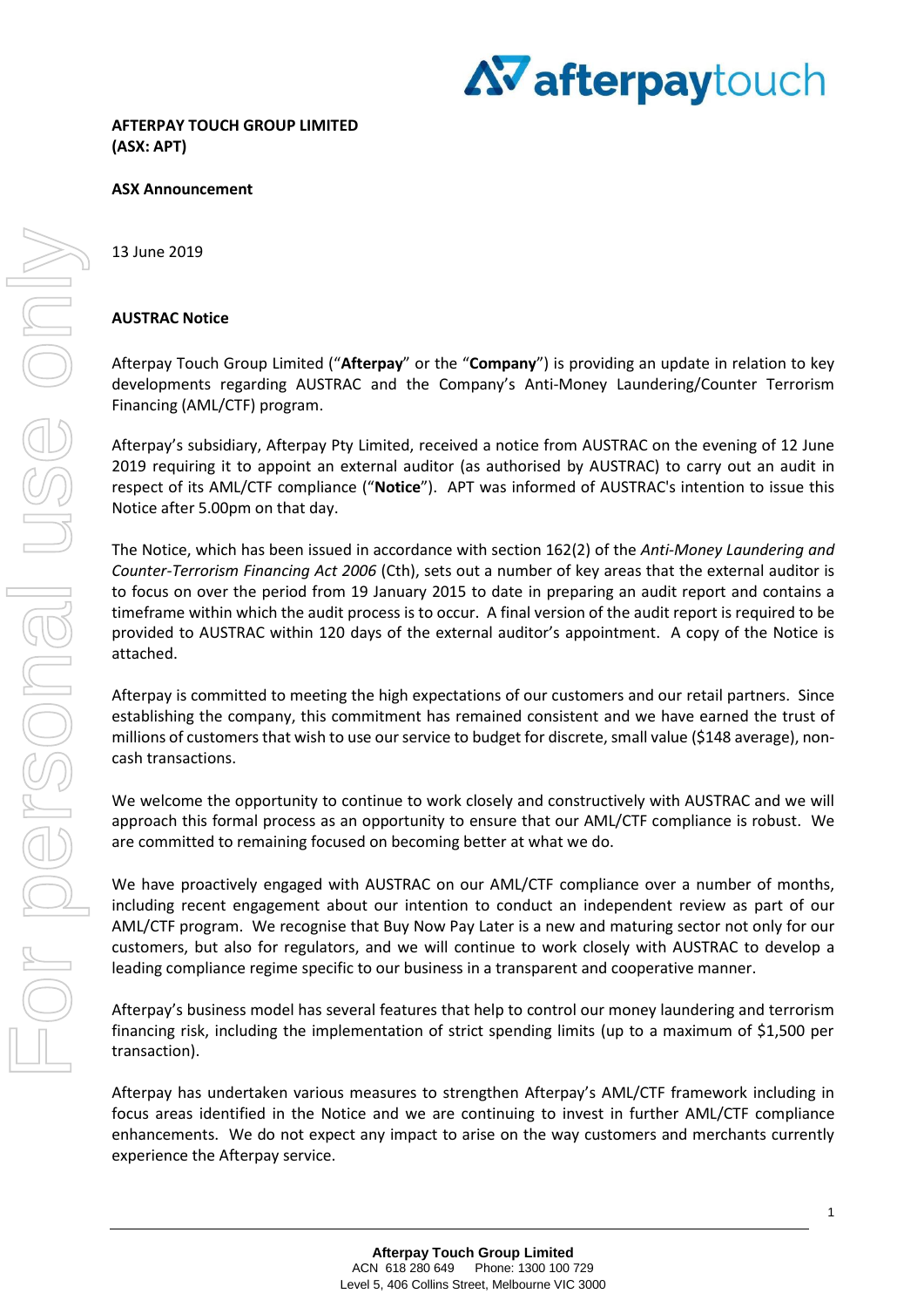**AFTERPAY TOUCH GROUP LIMITED**
**(ASX: APT)**

**ASX Announcement**

13 June 2019

**AUSTRAC Notice**

Afterpay Touch Group Limited ("**Afterpay**" or the "**Company**") is providing an update in relation to key developments regarding AUSTRAC and the Company's Anti-Money Laundering/Counter Terrorism Financing (AML/CTF) program.

Afterpay's subsidiary, Afterpay Pty Limited, received a notice from AUSTRAC on the evening of 12 June 2019 requiring it to appoint an external auditor (as authorised by AUSTRAC) to carry out an audit in respect of its AML/CTF compliance ("**Notice**"). APT was informed of AUSTRAC's intention to issue this Notice after 5.00pm on that day.

The Notice, which has been issued in accordance with section 162(2) of the *Anti-Money Laundering and Counter-Terrorism Financing Act 2006* (Cth), sets out a number of key areas that the external auditor is to focus on over the period from 19 January 2015 to date in preparing an audit report and contains a timeframe within which the audit process is to occur. A final version of the audit report is required to be provided to AUSTRAC within 120 days of the external auditor's appointment. A copy of the Notice is attached.

Afterpay is committed to meeting the high expectations of our customers and our retail partners. Since establishing the company, this commitment has remained consistent and we have earned the trust of millions of customers that wish to use our service to budget for discrete, small value ($148 average), non-cash transactions.

We welcome the opportunity to continue to work closely and constructively with AUSTRAC and we will approach this formal process as an opportunity to ensure that our AML/CTF compliance is robust. We are committed to remaining focused on becoming better at what we do.

We have proactively engaged with AUSTRAC on our AML/CTF compliance over a number of months, including recent engagement about our intention to conduct an independent review as part of our AML/CTF program. We recognise that Buy Now Pay Later is a new and maturing sector not only for our customers, but also for regulators, and we will continue to work closely with AUSTRAC to develop a leading compliance regime specific to our business in a transparent and cooperative manner.

Afterpay's business model has several features that help to control our money laundering and terrorism financing risk, including the implementation of strict spending limits (up to a maximum of $1,500 per transaction).

Afterpay has undertaken various measures to strengthen Afterpay's AML/CTF framework including in focus areas identified in the Notice and we are continuing to invest in further AML/CTF compliance enhancements. We do not expect any impact to arise on the way customers and merchants currently experience the Afterpay service.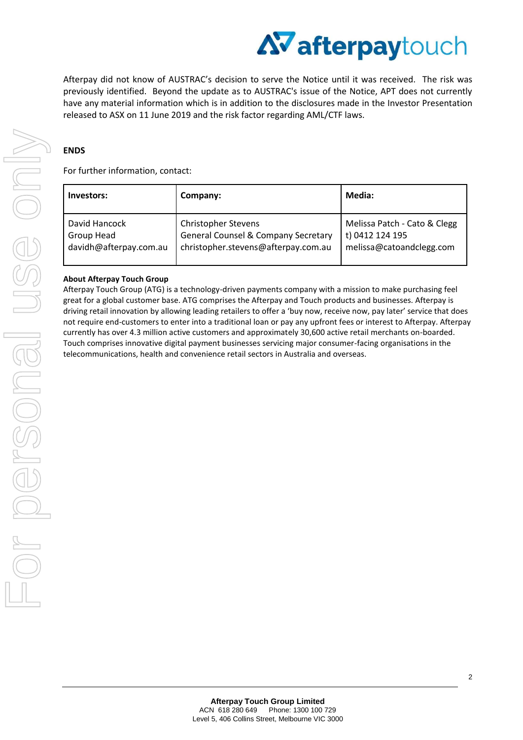Afterpay did not know of AUSTRAC's decision to serve the Notice until it was received. The risk was previously identified. Beyond the update as to AUSTRAC's issue of the Notice, APT does not currently have any material information which is in addition to the disclosures made in the Investor Presentation released to ASX on 11 June 2019 and the risk factor regarding AML/CTF laws.

**ENDS**

For further information, contact:

| Investors: | Company: | Media: |
|---|---|---|
| David Hancock<br>Group Head<br>davidh@afterpay.com.au | Christopher Stevens<br>General Counsel & Company Secretary<br>christopher.stevens@afterpay.com.au | Melissa Patch - Cato & Clegg<br>t) 0412 124 195<br>melissa@catoandclegg.com |

**About Afterpay Touch Group**

Afterpay Touch Group (ATG) is a technology-driven payments company with a mission to make purchasing feel great for a global customer base. ATG comprises the Afterpay and Touch products and businesses. Afterpay is driving retail innovation by allowing leading retailers to offer a 'buy now, receive now, pay later' service that does not require end-customers to enter into a traditional loan or pay any upfront fees or interest to Afterpay. Afterpay currently has over 4.3 million active customers and approximately 30,600 active retail merchants on-boarded. Touch comprises innovative digital payment businesses servicing major consumer-facing organisations in the telecommunications, health and convenience retail sectors in Australia and overseas.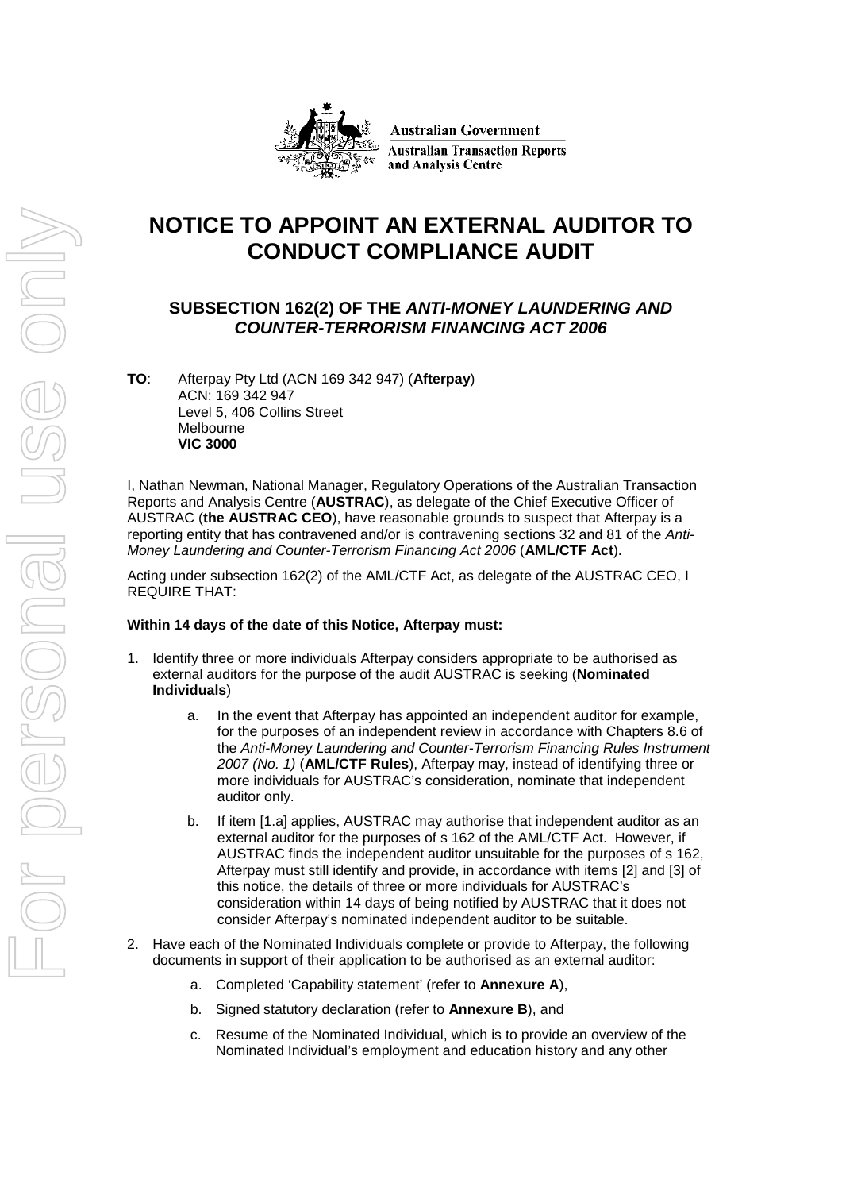Australian Government
Australian Transaction Reports and Analysis Centre

# NOTICE TO APPOINT AN EXTERNAL AUDITOR TO CONDUCT COMPLIANCE AUDIT

## SUBSECTION 162(2) OF THE *ANTI-MONEY LAUNDERING AND COUNTER-TERRORISM FINANCING ACT 2006*

**TO**: Afterpay Pty Ltd (ACN 169 342 947) (**Afterpay**)
ACN: 169 342 947
Level 5, 406 Collins Street
Melbourne
**VIC 3000**

I, Nathan Newman, National Manager, Regulatory Operations of the Australian Transaction Reports and Analysis Centre (**AUSTRAC**), as delegate of the Chief Executive Officer of AUSTRAC (**the AUSTRAC CEO**), have reasonable grounds to suspect that Afterpay is a reporting entity that has contravened and/or is contravening sections 32 and 81 of the *Anti-Money Laundering and Counter-Terrorism Financing Act 2006* (**AML/CTF Act**).

Acting under subsection 162(2) of the AML/CTF Act, as delegate of the AUSTRAC CEO, I REQUIRE THAT:

**Within 14 days of the date of this Notice, Afterpay must:**

1. Identify three or more individuals Afterpay considers appropriate to be authorised as external auditors for the purpose of the audit AUSTRAC is seeking (**Nominated Individuals**)
   a. In the event that Afterpay has appointed an independent auditor for example, for the purposes of an independent review in accordance with Chapters 8.6 of the *Anti-Money Laundering and Counter-Terrorism Financing Rules Instrument 2007 (No. 1)* (**AML/CTF Rules**), Afterpay may, instead of identifying three or more individuals for AUSTRAC's consideration, nominate that independent auditor only.
   b. If item [1.a] applies, AUSTRAC may authorise that independent auditor as an external auditor for the purposes of s 162 of the AML/CTF Act. However, if AUSTRAC finds the independent auditor unsuitable for the purposes of s 162, Afterpay must still identify and provide, in accordance with items [2] and [3] of this notice, the details of three or more individuals for AUSTRAC's consideration within 14 days of being notified by AUSTRAC that it does not consider Afterpay's nominated independent auditor to be suitable.
2. Have each of the Nominated Individuals complete or provide to Afterpay, the following documents in support of their application to be authorised as an external auditor:
   a. Completed 'Capability statement' (refer to **Annexure A**),
   b. Signed statutory declaration (refer to **Annexure B**), and
   c. Resume of the Nominated Individual, which is to provide an overview of the Nominated Individual's employment and education history and any other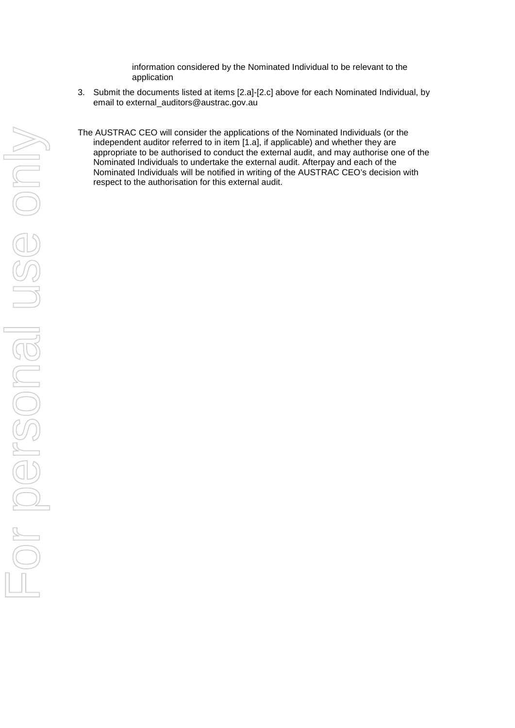information considered by the Nominated Individual to be relevant to the application

3. Submit the documents listed at items [2.a]-[2.c] above for each Nominated Individual, by email to external_auditors@austrac.gov.au

The AUSTRAC CEO will consider the applications of the Nominated Individuals (or the independent auditor referred to in item [1.a], if applicable) and whether they are appropriate to be authorised to conduct the external audit, and may authorise one of the Nominated Individuals to undertake the external audit. Afterpay and each of the Nominated Individuals will be notified in writing of the AUSTRAC CEO's decision with respect to the authorisation for this external audit.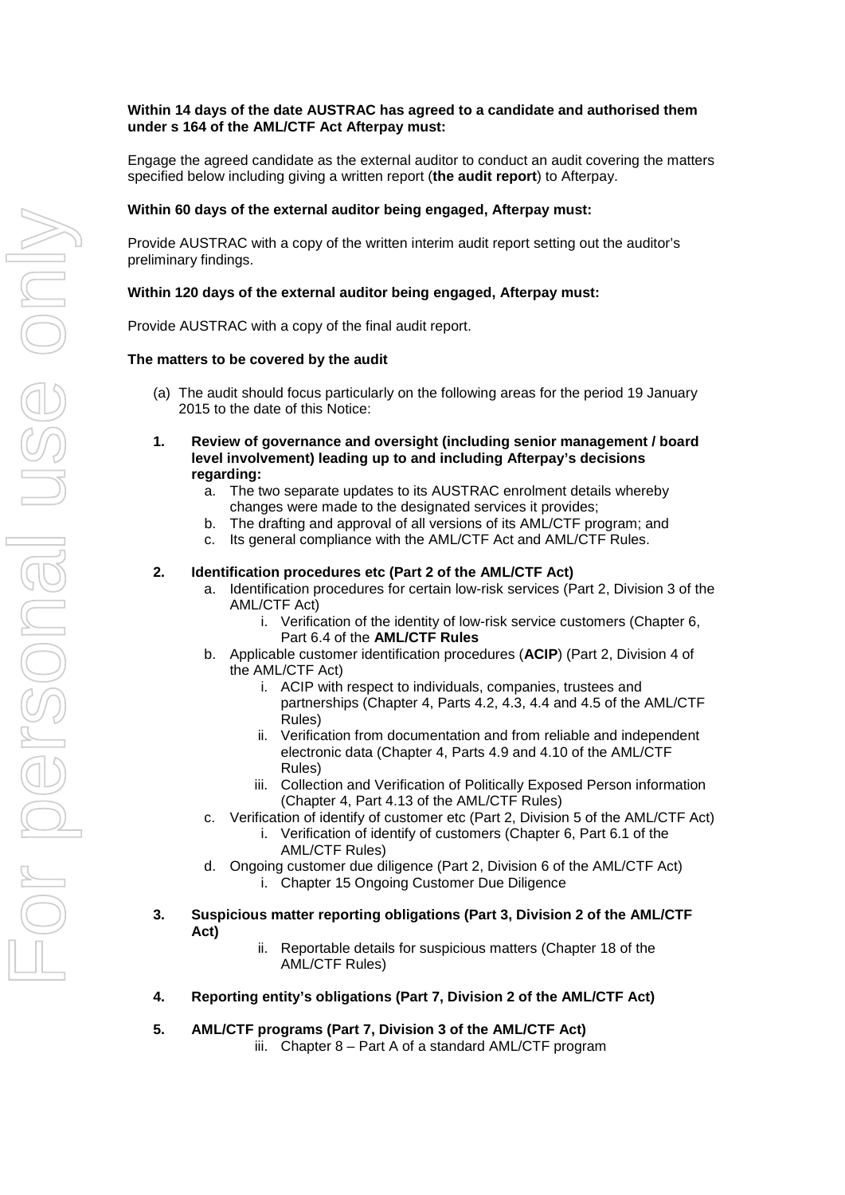**Within 14 days of the date AUSTRAC has agreed to a candidate and authorised them under s 164 of the AML/CTF Act Afterpay must:**

Engage the agreed candidate as the external auditor to conduct an audit covering the matters specified below including giving a written report (**the audit report**) to Afterpay.

**Within 60 days of the external auditor being engaged, Afterpay must:**

Provide AUSTRAC with a copy of the written interim audit report setting out the auditor's preliminary findings.

**Within 120 days of the external auditor being engaged, Afterpay must:**

Provide AUSTRAC with a copy of the final audit report.

**The matters to be covered by the audit**

(a) The audit should focus particularly on the following areas for the period 19 January 2015 to the date of this Notice:

**1. Review of governance and oversight (including senior management / board level involvement) leading up to and including Afterpay's decisions regarding:**

   a. The two separate updates to its AUSTRAC enrolment details whereby changes were made to the designated services it provides;
   b. The drafting and approval of all versions of its AML/CTF program; and
   c. Its general compliance with the AML/CTF Act and AML/CTF Rules.

**2. Identification procedures etc (Part 2 of the AML/CTF Act)**

   a. Identification procedures for certain low-risk services (Part 2, Division 3 of the AML/CTF Act)
      i. Verification of the identity of low-risk service customers (Chapter 6, Part 6.4 of the **AML/CTF Rules**
   b. Applicable customer identification procedures (**ACIP**) (Part 2, Division 4 of the AML/CTF Act)
      i. ACIP with respect to individuals, companies, trustees and partnerships (Chapter 4, Parts 4.2, 4.3, 4.4 and 4.5 of the AML/CTF Rules)
      ii. Verification from documentation and from reliable and independent electronic data (Chapter 4, Parts 4.9 and 4.10 of the AML/CTF Rules)
      iii. Collection and Verification of Politically Exposed Person information (Chapter 4, Part 4.13 of the AML/CTF Rules)
   c. Verification of identify of customer etc (Part 2, Division 5 of the AML/CTF Act)
      i. Verification of identify of customers (Chapter 6, Part 6.1 of the AML/CTF Rules)
   d. Ongoing customer due diligence (Part 2, Division 6 of the AML/CTF Act)
      i. Chapter 15 Ongoing Customer Due Diligence

**3. Suspicious matter reporting obligations (Part 3, Division 2 of the AML/CTF Act)**

      ii. Reportable details for suspicious matters (Chapter 18 of the AML/CTF Rules)

**4. Reporting entity's obligations (Part 7, Division 2 of the AML/CTF Act)**

**5. AML/CTF programs (Part 7, Division 3 of the AML/CTF Act)**

      iii. Chapter 8 – Part A of a standard AML/CTF program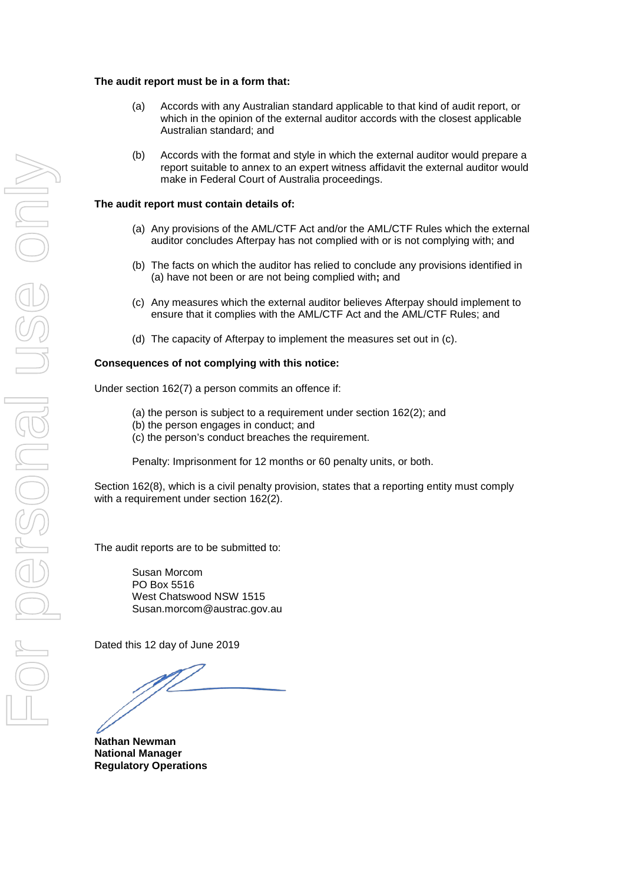**The audit report must be in a form that:**

(a) Accords with any Australian standard applicable to that kind of audit report, or which in the opinion of the external auditor accords with the closest applicable Australian standard; and

(b) Accords with the format and style in which the external auditor would prepare a report suitable to annex to an expert witness affidavit the external auditor would make in Federal Court of Australia proceedings.

**The audit report must contain details of:**

(a) Any provisions of the AML/CTF Act and/or the AML/CTF Rules which the external auditor concludes Afterpay has not complied with or is not complying with; and

(b) The facts on which the auditor has relied to conclude any provisions identified in (a) have not been or are not being complied with**;** and

(c) Any measures which the external auditor believes Afterpay should implement to ensure that it complies with the AML/CTF Act and the AML/CTF Rules; and

(d) The capacity of Afterpay to implement the measures set out in (c).

**Consequences of not complying with this notice:**

Under section 162(7) a person commits an offence if:

(a) the person is subject to a requirement under section 162(2); and
(b) the person engages in conduct; and
(c) the person's conduct breaches the requirement.

Penalty: Imprisonment for 12 months or 60 penalty units, or both.

Section 162(8), which is a civil penalty provision, states that a reporting entity must comply with a requirement under section 162(2).

The audit reports are to be submitted to:

Susan Morcom
PO Box 5516
West Chatswood NSW 1515
Susan.morcom@austrac.gov.au

Dated this 12 day of June 2019

**Nathan Newman**
**National Manager**
**Regulatory Operations**